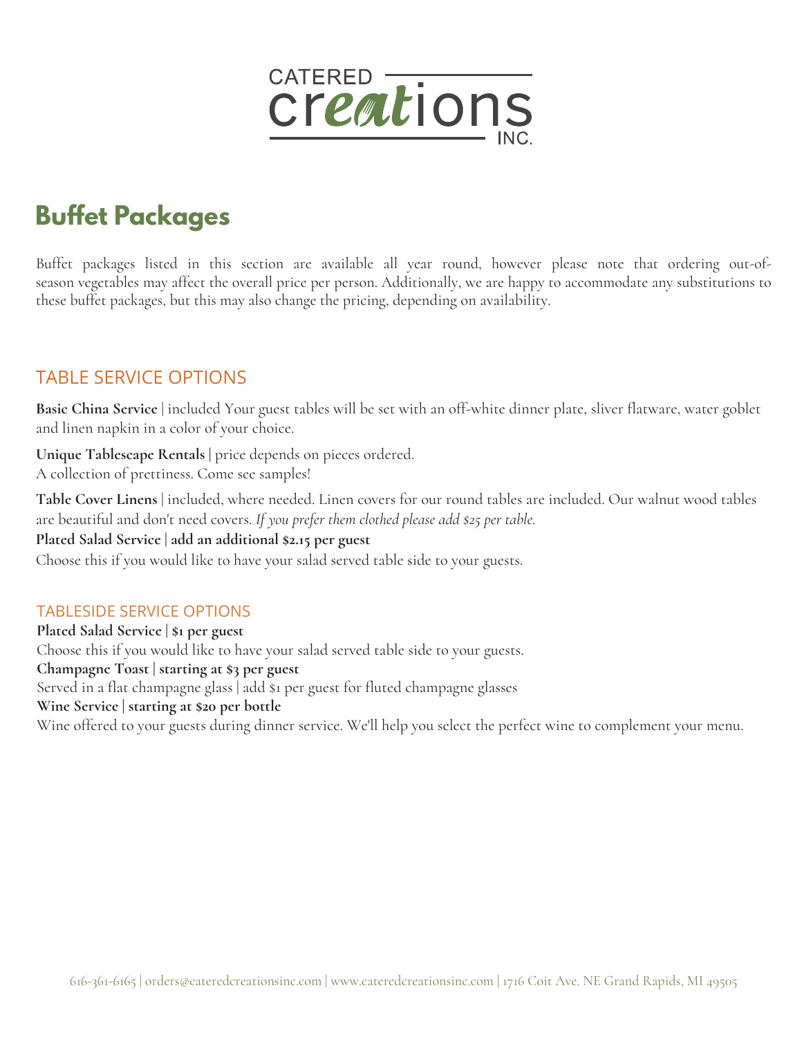CATERED creations INC.

# Buffet Packages

Buffet packages listed in this section are available all year round, however please note that ordering out-of-season vegetables may affect the overall price per person. Additionally, we are happy to accommodate any substitutions to these buffet packages, but this may also change the pricing, depending on availability.

## TABLE SERVICE OPTIONS

**Basic China Service** | included Your guest tables will be set with an off-white dinner plate, sliver flatware, water goblet and linen napkin in a color of your choice.

**Unique Tablescape Rentals** | price depends on pieces ordered.
A collection of prettiness. Come see samples!

**Table Cover Linens** | included, where needed. Linen covers for our round tables are included. Our walnut wood tables are beautiful and don't need covers. *If you prefer them clothed please add $25 per table.*

**Plated Salad Service | add an additional $2.15 per guest**
Choose this if you would like to have your salad served table side to your guests.

### TABLESIDE SERVICE OPTIONS

**Plated Salad Service | $1 per guest**
Choose this if you would like to have your salad served table side to your guests.

**Champagne Toast | starting at $3 per guest**
Served in a flat champagne glass | add $1 per guest for fluted champagne glasses

**Wine Service | starting at $20 per bottle**
Wine offered to your guests during dinner service. We'll help you select the perfect wine to complement your menu.

616-361-6165 | orders@cateredcreationsinc.com | www.cateredcreationsinc.com | 1716 Coit Ave. NE Grand Rapids, MI 49505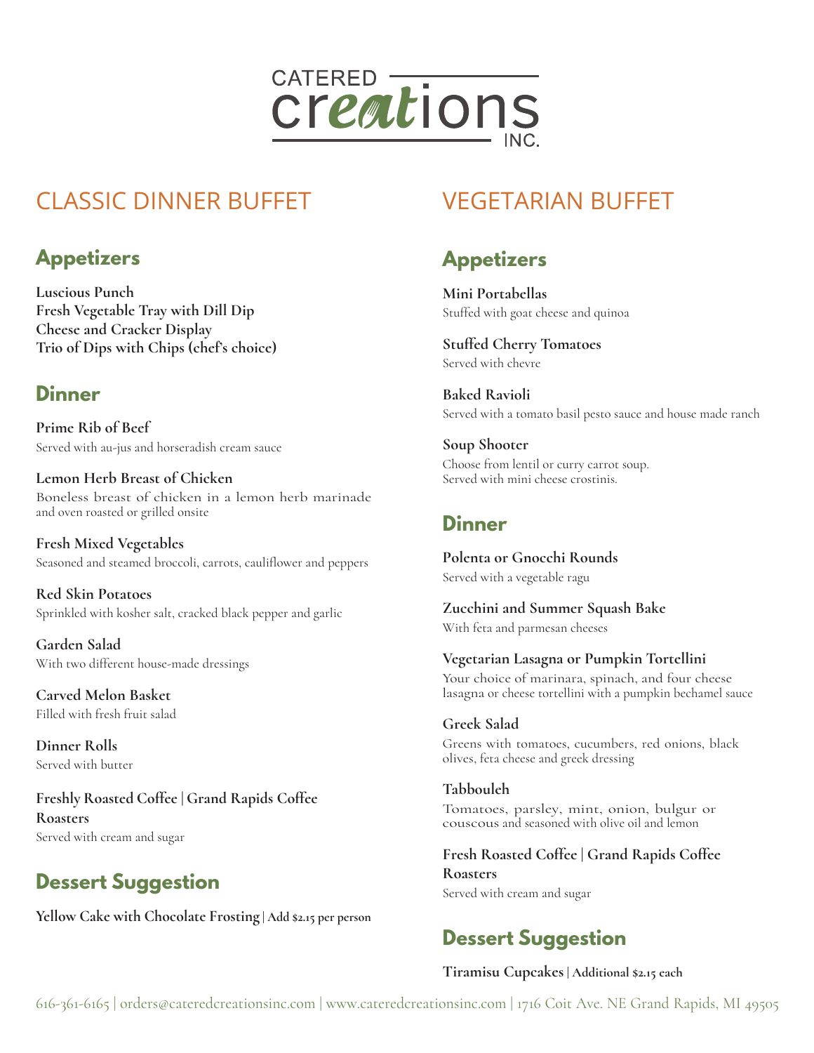# CATERED creations INC.

## CLASSIC DINNER BUFFET

### Appetizers

**Luscious Punch**
**Fresh Vegetable Tray with Dill Dip**
**Cheese and Cracker Display**
**Trio of Dips with Chips (chef's choice)**

### Dinner

**Prime Rib of Beef**
Served with au-jus and horseradish cream sauce

**Lemon Herb Breast of Chicken**
Boneless breast of chicken in a lemon herb marinade and oven roasted or grilled onsite

**Fresh Mixed Vegetables**
Seasoned and steamed broccoli, carrots, cauliflower and peppers

**Red Skin Potatoes**
Sprinkled with kosher salt, cracked black pepper and garlic

**Garden Salad**
With two different house-made dressings

**Carved Melon Basket**
Filled with fresh fruit salad

**Dinner Rolls**
Served with butter

**Freshly Roasted Coffee | Grand Rapids Coffee Roasters**
Served with cream and sugar

### Dessert Suggestion

**Yellow Cake with Chocolate Frosting | Add $2.15 per person**

## VEGETARIAN BUFFET

### Appetizers

**Mini Portabellas**
Stuffed with goat cheese and quinoa

**Stuffed Cherry Tomatoes**
Served with chevre

**Baked Ravioli**
Served with a tomato basil pesto sauce and house made ranch

**Soup Shooter**
Choose from lentil or curry carrot soup.
Served with mini cheese crostinis.

### Dinner

**Polenta or Gnocchi Rounds**
Served with a vegetable ragu

**Zucchini and Summer Squash Bake**
With feta and parmesan cheeses

**Vegetarian Lasagna or Pumpkin Tortellini**
Your choice of marinara, spinach, and four cheese lasagna or cheese tortellini with a pumpkin bechamel sauce

**Greek Salad**
Greens with tomatoes, cucumbers, red onions, black olives, feta cheese and greek dressing

**Tabbouleh**
Tomatoes, parsley, mint, onion, bulgur or couscous and seasoned with olive oil and lemon

**Fresh Roasted Coffee | Grand Rapids Coffee Roasters**
Served with cream and sugar

### Dessert Suggestion

**Tiramisu Cupcakes | Additional $2.15 each**

616-361-6165 | orders@cateredcreationsinc.com | www.cateredcreationsinc.com | 1716 Coit Ave. NE Grand Rapids, MI 49505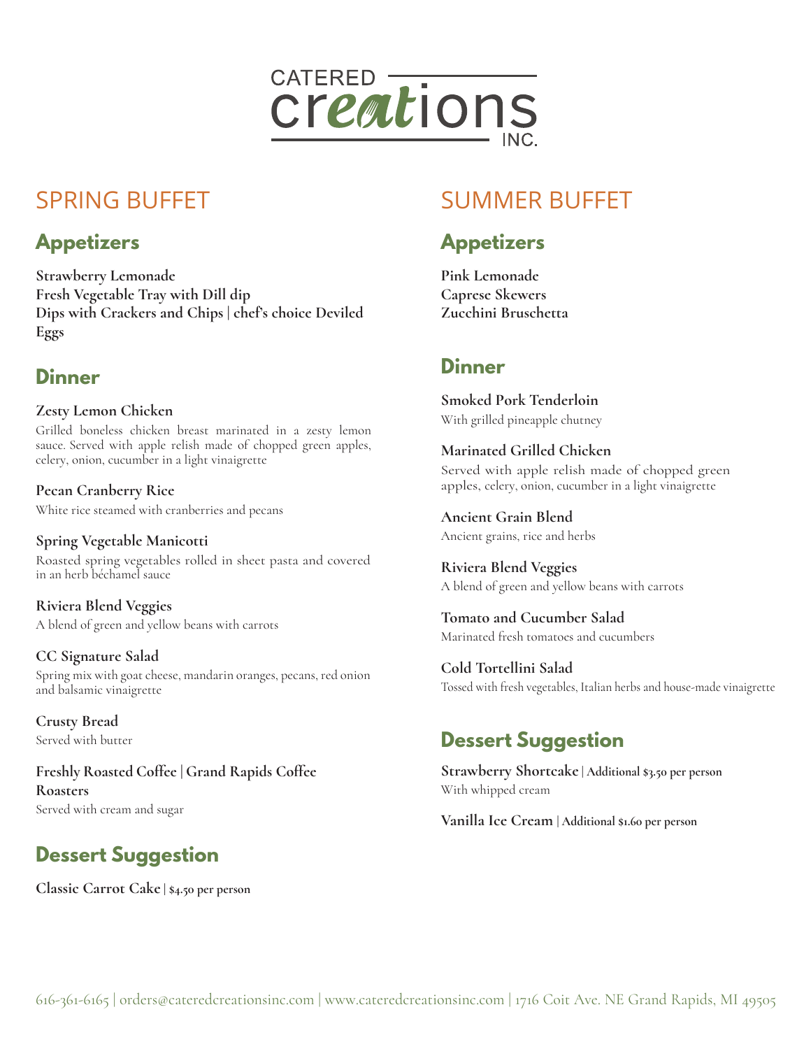# CATERED creations INC.

## SPRING BUFFET

### Appetizers

**Strawberry Lemonade**
**Fresh Vegetable Tray with Dill dip**
**Dips with Crackers and Chips | chef's choice Deviled Eggs**

### Dinner

**Zesty Lemon Chicken**
Grilled boneless chicken breast marinated in a zesty lemon sauce. Served with apple relish made of chopped green apples, celery, onion, cucumber in a light vinaigrette

**Pecan Cranberry Rice**
White rice steamed with cranberries and pecans

**Spring Vegetable Manicotti**
Roasted spring vegetables rolled in sheet pasta and covered in an herb béchamel sauce

**Riviera Blend Veggies**
A blend of green and yellow beans with carrots

**CC Signature Salad**
Spring mix with goat cheese, mandarin oranges, pecans, red onion and balsamic vinaigrette

**Crusty Bread**
Served with butter

**Freshly Roasted Coffee | Grand Rapids Coffee Roasters**
Served with cream and sugar

### Dessert Suggestion

**Classic Carrot Cake | $4.50 per person**

## SUMMER BUFFET

### Appetizers

**Pink Lemonade**
**Caprese Skewers**
**Zucchini Bruschetta**

### Dinner

**Smoked Pork Tenderloin**
With grilled pineapple chutney

**Marinated Grilled Chicken**
Served with apple relish made of chopped green apples, celery, onion, cucumber in a light vinaigrette

**Ancient Grain Blend**
Ancient grains, rice and herbs

**Riviera Blend Veggies**
A blend of green and yellow beans with carrots

**Tomato and Cucumber Salad**
Marinated fresh tomatoes and cucumbers

**Cold Tortellini Salad**
Tossed with fresh vegetables, Italian herbs and house-made vinaigrette

### Dessert Suggestion

**Strawberry Shortcake | Additional $3.50 per person**
With whipped cream

**Vanilla Ice Cream | Additional $1.60 per person**

616-361-6165 | orders@cateredcreationsinc.com | www.cateredcreationsinc.com | 1716 Coit Ave. NE Grand Rapids, MI 49505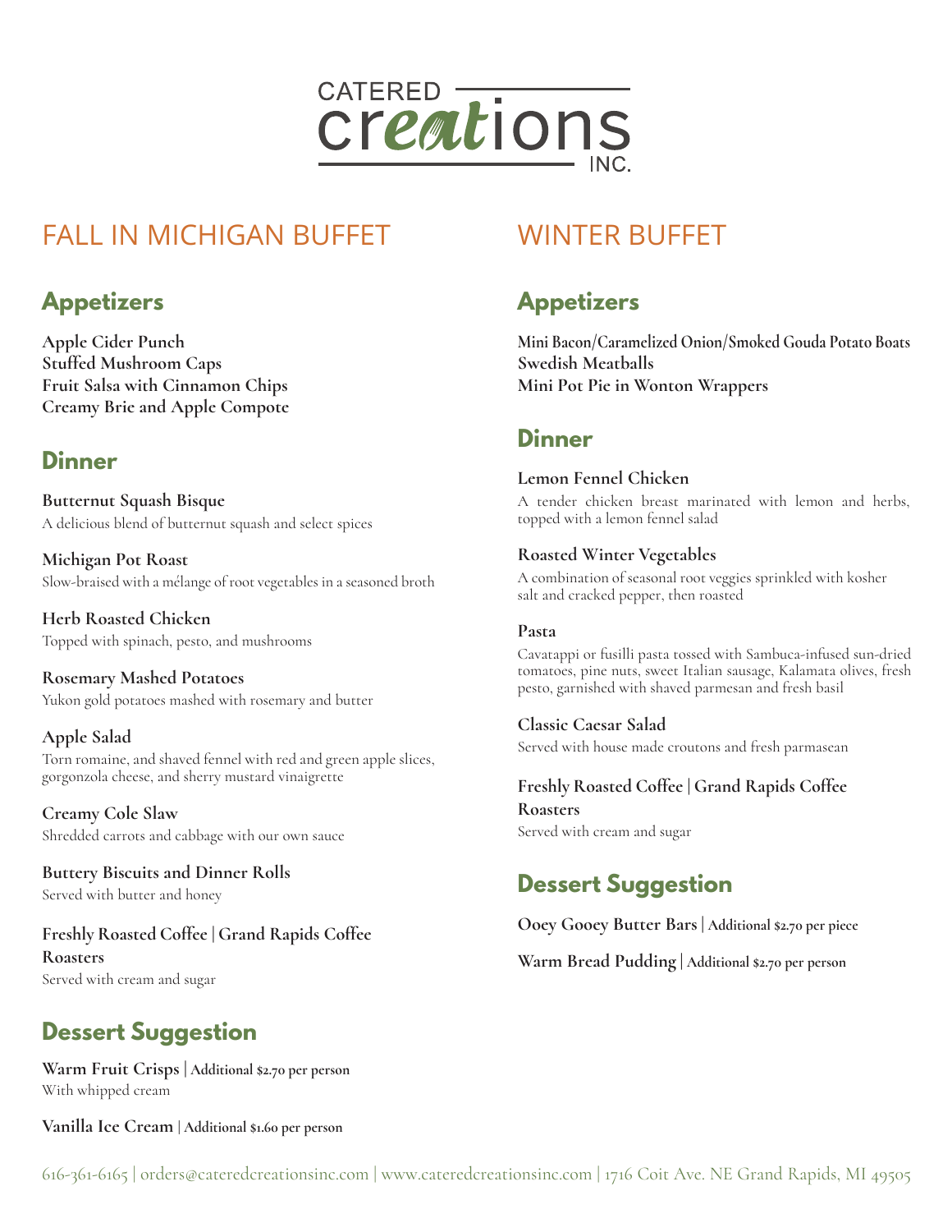CATERED creations INC.

## FALL IN MICHIGAN BUFFET

### Appetizers

**Apple Cider Punch**
**Stuffed Mushroom Caps**
**Fruit Salsa with Cinnamon Chips**
**Creamy Brie and Apple Compote**

### Dinner

**Butternut Squash Bisque**
A delicious blend of butternut squash and select spices

**Michigan Pot Roast**
Slow-braised with a mélange of root vegetables in a seasoned broth

**Herb Roasted Chicken**
Topped with spinach, pesto, and mushrooms

**Rosemary Mashed Potatoes**
Yukon gold potatoes mashed with rosemary and butter

**Apple Salad**
Torn romaine, and shaved fennel with red and green apple slices, gorgonzola cheese, and sherry mustard vinaigrette

**Creamy Cole Slaw**
Shredded carrots and cabbage with our own sauce

**Buttery Biscuits and Dinner Rolls**
Served with butter and honey

**Freshly Roasted Coffee | Grand Rapids Coffee Roasters**
Served with cream and sugar

### Dessert Suggestion

**Warm Fruit Crisps | Additional $2.70 per person**
With whipped cream

**Vanilla Ice Cream | Additional $1.60 per person**

## WINTER BUFFET

### Appetizers

**Mini Bacon/Caramelized Onion/Smoked Gouda Potato Boats**
**Swedish Meatballs**
**Mini Pot Pie in Wonton Wrappers**

### Dinner

**Lemon Fennel Chicken**
A tender chicken breast marinated with lemon and herbs, topped with a lemon fennel salad

**Roasted Winter Vegetables**
A combination of seasonal root veggies sprinkled with kosher salt and cracked pepper, then roasted

**Pasta**
Cavatappi or fusilli pasta tossed with Sambuca-infused sun-dried tomatoes, pine nuts, sweet Italian sausage, Kalamata olives, fresh pesto, garnished with shaved parmesan and fresh basil

**Classic Caesar Salad**
Served with house made croutons and fresh parmasean

**Freshly Roasted Coffee | Grand Rapids Coffee Roasters**
Served with cream and sugar

### Dessert Suggestion

**Ooey Gooey Butter Bars | Additional $2.70 per piece**

**Warm Bread Pudding | Additional $2.70 per person**

616-361-6165 | orders@cateredcreationsinc.com | www.cateredcreationsinc.com | 1716 Coit Ave. NE Grand Rapids, MI 49505